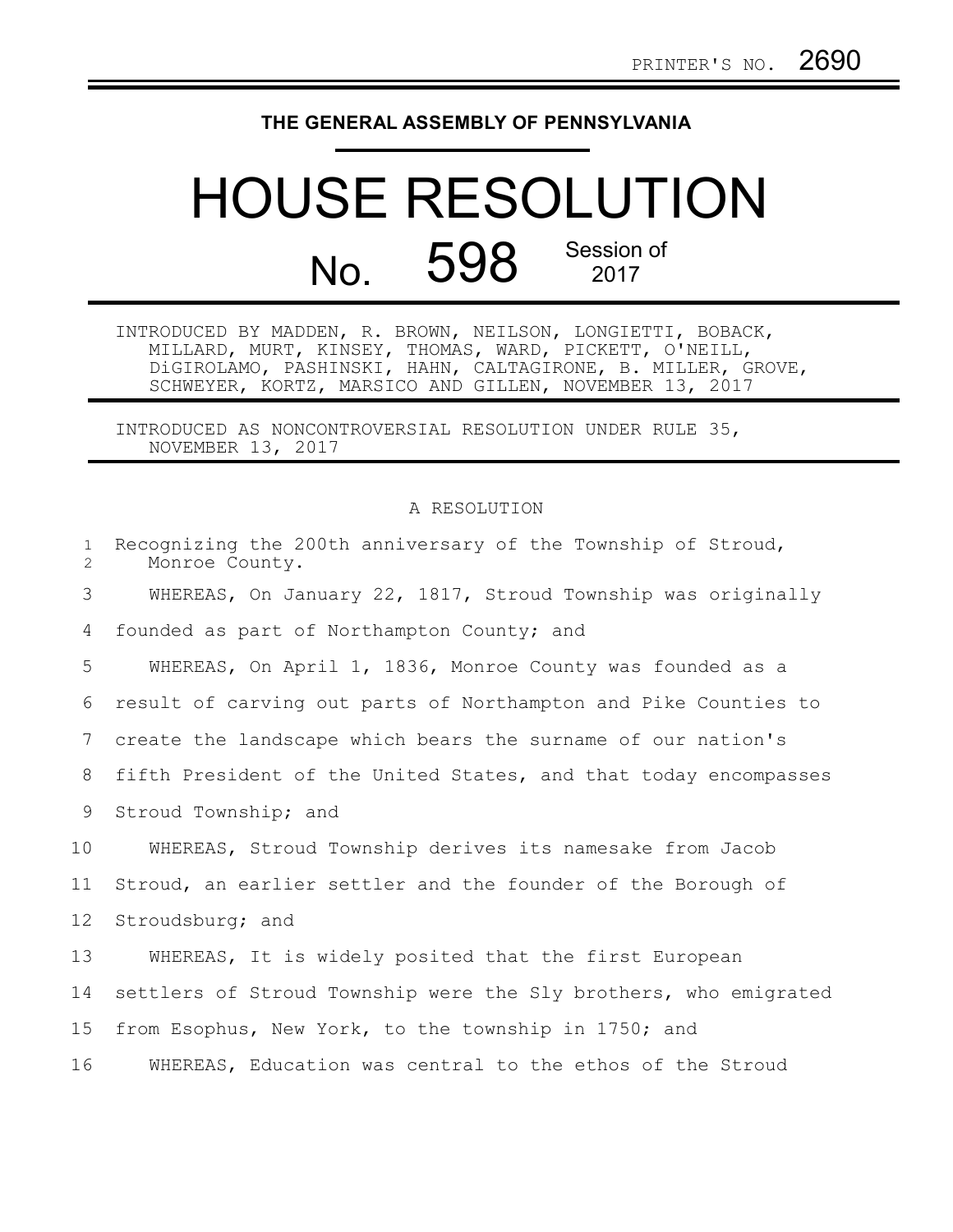PRINTER'S NO. 2690

THE GENERAL ASSEMBLY OF PENNSYLVANIA

# HOUSE RESOLUTION

## No. 598 Session of 2017

INTRODUCED BY MADDEN, R. BROWN, NEILSON, LONGIETTI, BOBACK, MILLARD, MURT, KINSEY, THOMAS, WARD, PICKETT, O'NEILL, DiGIROLAMO, PASHINSKI, HAHN, CALTAGIRONE, B. MILLER, GROVE, SCHWEYER, KORTZ, MARSICO AND GILLEN, NOVEMBER 13, 2017

INTRODUCED AS NONCONTROVERSIAL RESOLUTION UNDER RULE 35, NOVEMBER 13, 2017

A RESOLUTION

Recognizing the 200th anniversary of the Township of Stroud, Monroe County.

WHEREAS, On January 22, 1817, Stroud Township was originally founded as part of Northampton County; and

WHEREAS, On April 1, 1836, Monroe County was founded as a result of carving out parts of Northampton and Pike Counties to create the landscape which bears the surname of our nation's fifth President of the United States, and that today encompasses Stroud Township; and

WHEREAS, Stroud Township derives its namesake from Jacob Stroud, an earlier settler and the founder of the Borough of Stroudsburg; and

WHEREAS, It is widely posited that the first European settlers of Stroud Township were the Sly brothers, who emigrated from Esophus, New York, to the township in 1750; and

WHEREAS, Education was central to the ethos of the Stroud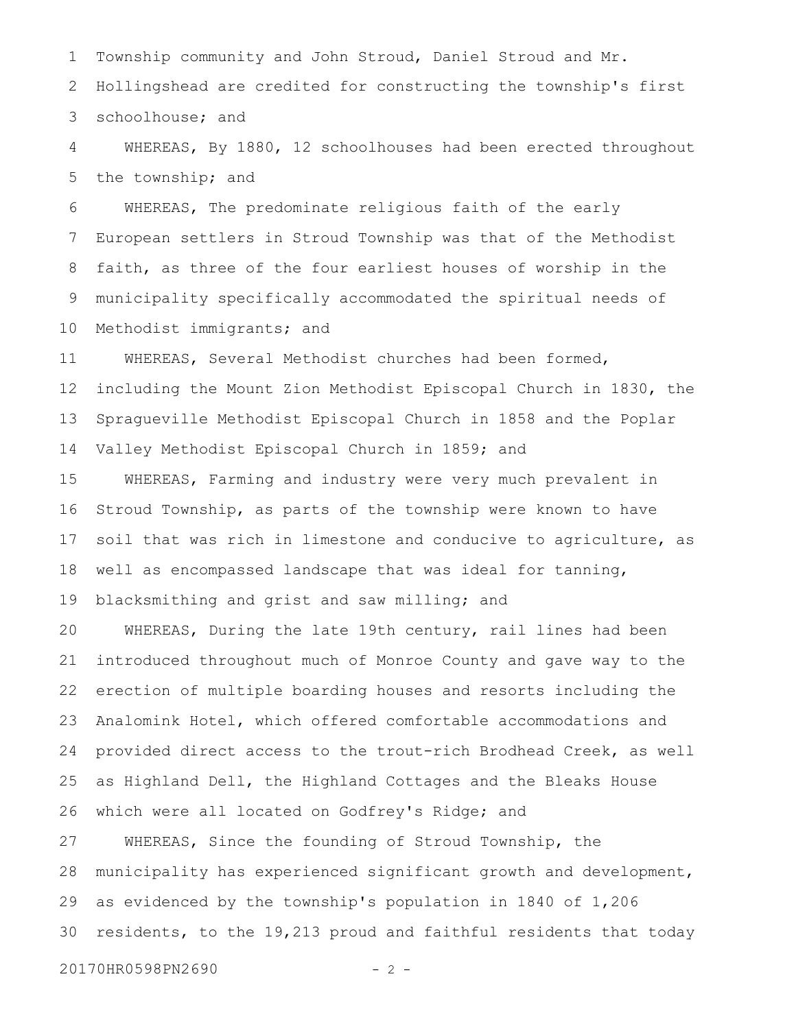Township community and John Stroud, Daniel Stroud and Mr. Hollingshead are credited for constructing the township's first schoolhouse; and

WHEREAS, By 1880, 12 schoolhouses had been erected throughout the township; and

WHEREAS, The predominate religious faith of the early European settlers in Stroud Township was that of the Methodist faith, as three of the four earliest houses of worship in the municipality specifically accommodated the spiritual needs of Methodist immigrants; and

WHEREAS, Several Methodist churches had been formed, including the Mount Zion Methodist Episcopal Church in 1830, the Spragueville Methodist Episcopal Church in 1858 and the Poplar Valley Methodist Episcopal Church in 1859; and

WHEREAS, Farming and industry were very much prevalent in Stroud Township, as parts of the township were known to have soil that was rich in limestone and conducive to agriculture, as well as encompassed landscape that was ideal for tanning, blacksmithing and grist and saw milling; and

WHEREAS, During the late 19th century, rail lines had been introduced throughout much of Monroe County and gave way to the erection of multiple boarding houses and resorts including the Analomink Hotel, which offered comfortable accommodations and provided direct access to the trout-rich Brodhead Creek, as well as Highland Dell, the Highland Cottages and the Bleaks House which were all located on Godfrey's Ridge; and

WHEREAS, Since the founding of Stroud Township, the municipality has experienced significant growth and development, as evidenced by the township's population in 1840 of 1,206 residents, to the 19,213 proud and faithful residents that today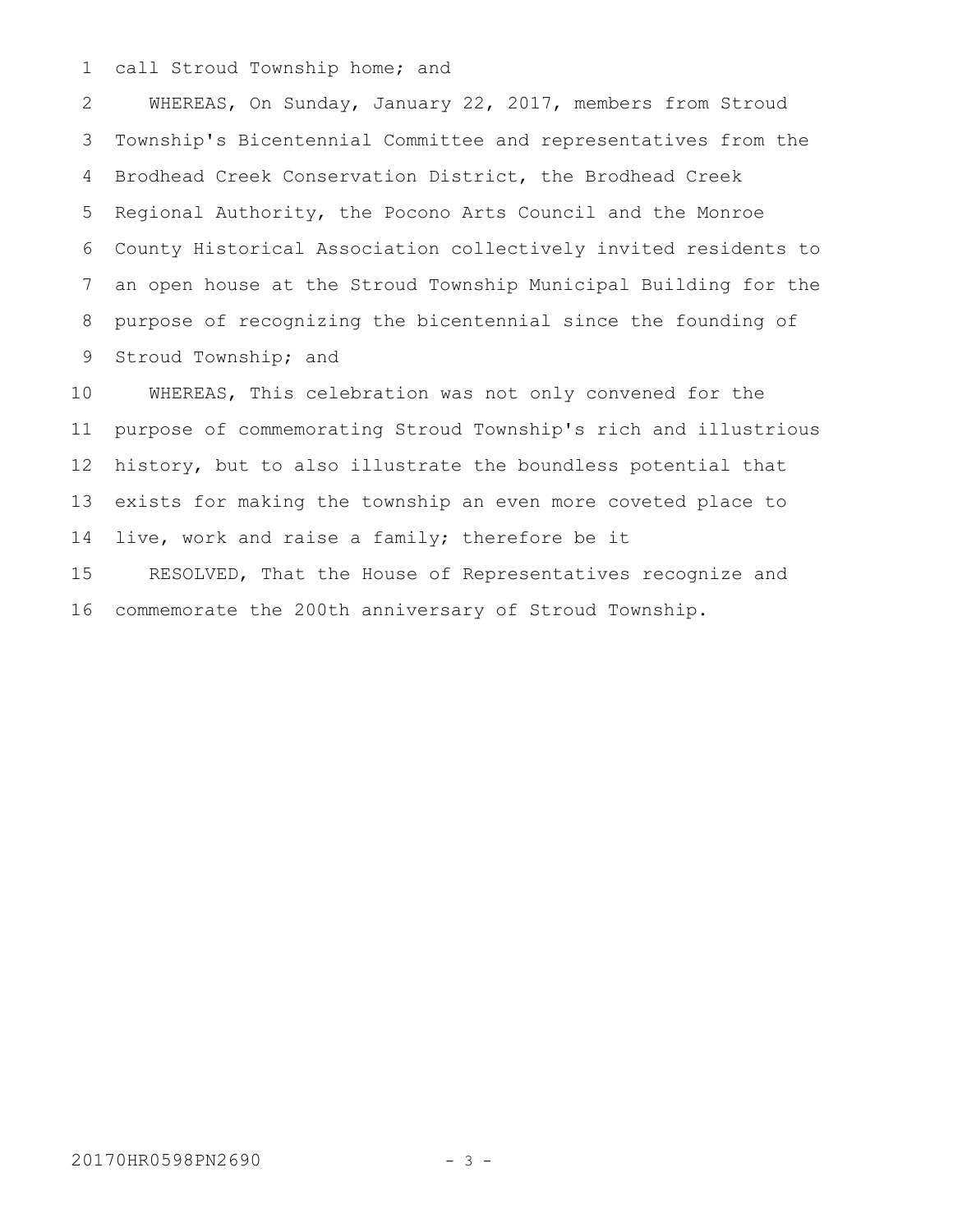call Stroud Township home; and

WHEREAS, On Sunday, January 22, 2017, members from Stroud Township's Bicentennial Committee and representatives from the Brodhead Creek Conservation District, the Brodhead Creek Regional Authority, the Pocono Arts Council and the Monroe County Historical Association collectively invited residents to an open house at the Stroud Township Municipal Building for the purpose of recognizing the bicentennial since the founding of Stroud Township; and

WHEREAS, This celebration was not only convened for the purpose of commemorating Stroud Township's rich and illustrious history, but to also illustrate the boundless potential that exists for making the township an even more coveted place to live, work and raise a family; therefore be it

RESOLVED, That the House of Representatives recognize and commemorate the 200th anniversary of Stroud Township.